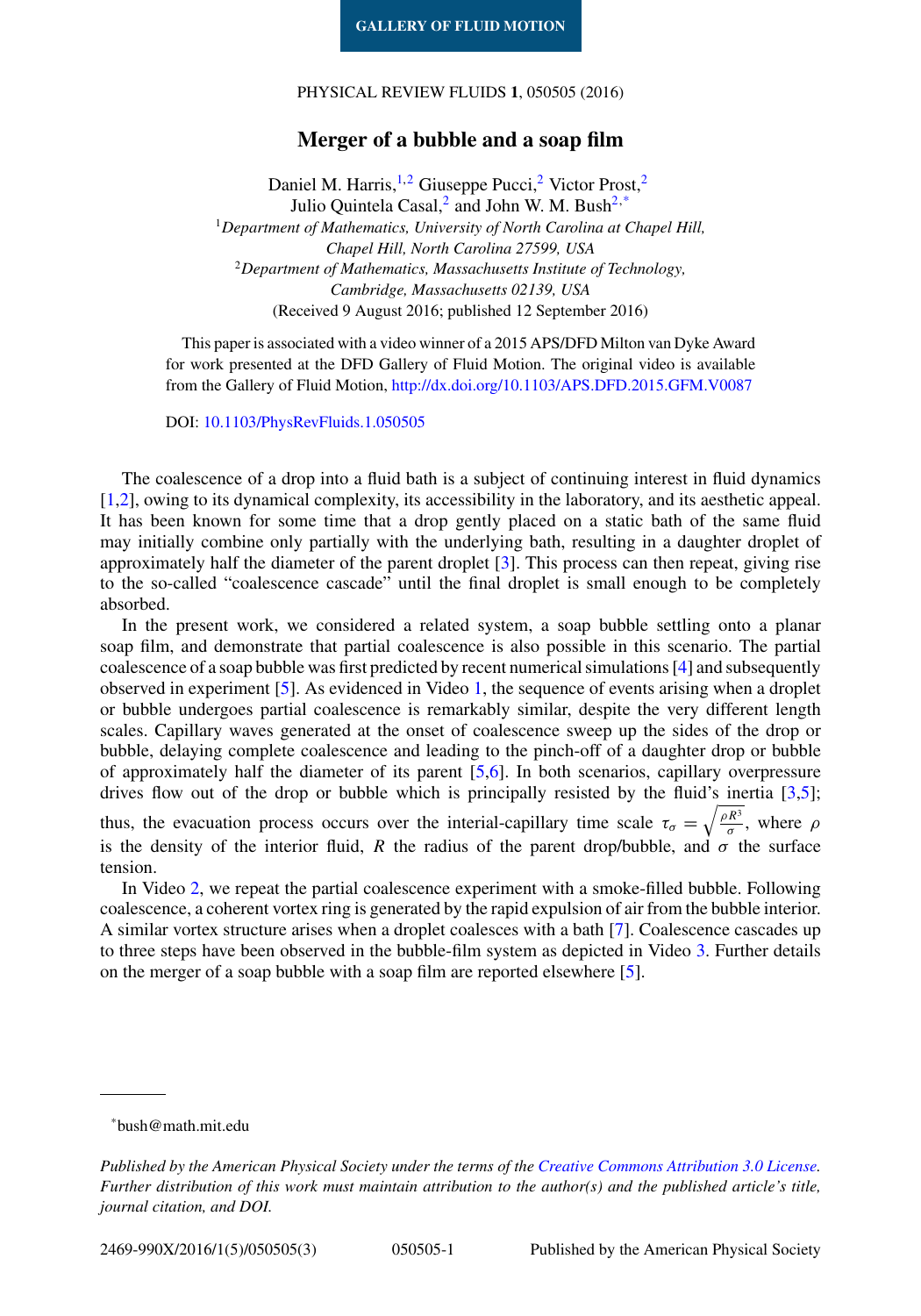GALLERY OF FLUID MOTION

# Merger of a bubble and a soap film

Daniel M. Harris,[1,2] Giuseppe Pucci,[2] Victor Prost,[2] Julio Quintela Casal,[2] and John W. M. Bush[2,*]

[1]*Department of Mathematics, University of North Carolina at Chapel Hill, Chapel Hill, North Carolina 27599, USA*

[2]*Department of Mathematics, Massachusetts Institute of Technology, Cambridge, Massachusetts 02139, USA*

(Received 9 August 2016; published 12 September 2016)

This paper is associated with a video winner of a 2015 APS/DFD Milton van Dyke Award for work presented at the DFD Gallery of Fluid Motion. The original video is available from the Gallery of Fluid Motion, http://dx.doi.org/10.1103/APS.DFD.2015.GFM.V0087

DOI: 10.1103/PhysRevFluids.1.050505

The coalescence of a drop into a fluid bath is a subject of continuing interest in fluid dynamics [1,2], owing to its dynamical complexity, its accessibility in the laboratory, and its aesthetic appeal. It has been known for some time that a drop gently placed on a static bath of the same fluid may initially combine only partially with the underlying bath, resulting in a daughter droplet of approximately half the diameter of the parent droplet [3]. This process can then repeat, giving rise to the so-called "coalescence cascade" until the final droplet is small enough to be completely absorbed.

In the present work, we considered a related system, a soap bubble settling onto a planar soap film, and demonstrate that partial coalescence is also possible in this scenario. The partial coalescence of a soap bubble was first predicted by recent numerical simulations [4] and subsequently observed in experiment [5]. As evidenced in Video 1, the sequence of events arising when a droplet or bubble undergoes partial coalescence is remarkably similar, despite the very different length scales. Capillary waves generated at the onset of coalescence sweep up the sides of the drop or bubble, delaying complete coalescence and leading to the pinch-off of a daughter drop or bubble of approximately half the diameter of its parent [5,6]. In both scenarios, capillary overpressure drives flow out of the drop or bubble which is principally resisted by the fluid's inertia [3,5]; thus, the evacuation process occurs over the interial-capillary time scale $\tau_\sigma = \sqrt{\frac{\rho R^3}{\sigma}}$, where $\rho$ is the density of the interior fluid, $R$ the radius of the parent drop/bubble, and $\sigma$ the surface tension.

In Video 2, we repeat the partial coalescence experiment with a smoke-filled bubble. Following coalescence, a coherent vortex ring is generated by the rapid expulsion of air from the bubble interior. A similar vortex structure arises when a droplet coalesces with a bath [7]. Coalescence cascades up to three steps have been observed in the bubble-film system as depicted in Video 3. Further details on the merger of a soap bubble with a soap film are reported elsewhere [5].

---

*bush@math.mit.edu

*Published by the American Physical Society under the terms of the Creative Commons Attribution 3.0 License. Further distribution of this work must maintain attribution to the author(s) and the published article's title, journal citation, and DOI.*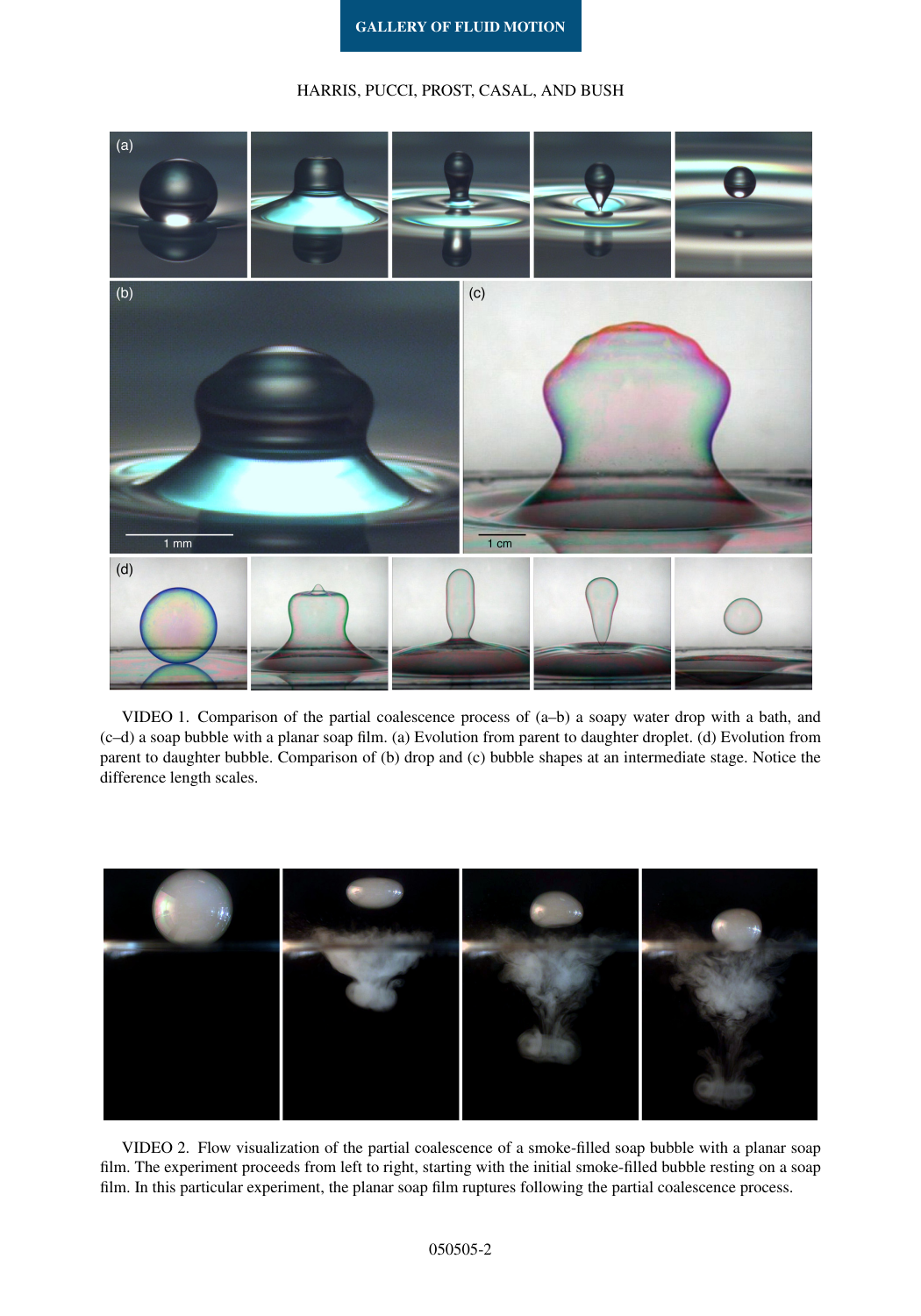VIDEO 1. Comparison of the partial coalescence process of (a–b) a soapy water drop with a bath, and (c–d) a soap bubble with a planar soap film. (a) Evolution from parent to daughter droplet. (d) Evolution from parent to daughter bubble. Comparison of (b) drop and (c) bubble shapes at an intermediate stage. Notice the difference length scales.

VIDEO 2. Flow visualization of the partial coalescence of a smoke-filled soap bubble with a planar soap film. The experiment proceeds from left to right, starting with the initial smoke-filled bubble resting on a soap film. In this particular experiment, the planar soap film ruptures following the partial coalescence process.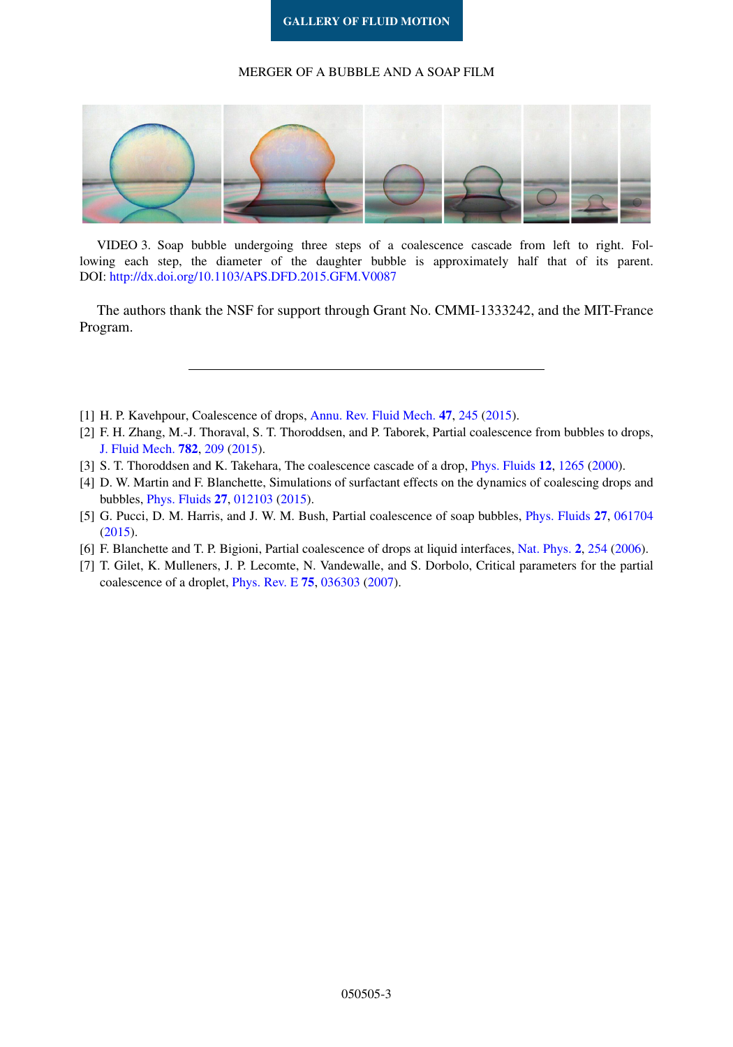VIDEO 3. Soap bubble undergoing three steps of a coalescence cascade from left to right. Following each step, the diameter of the daughter bubble is approximately half that of its parent. DOI: http://dx.doi.org/10.1103/APS.DFD.2015.GFM.V0087

The authors thank the NSF for support through Grant No. CMMI-1333242, and the MIT-France Program.

---

[1] H. P. Kavehpour, Coalescence of drops, Annu. Rev. Fluid Mech. **47**, 245 (2015).

[2] F. H. Zhang, M.-J. Thoraval, S. T. Thoroddsen, and P. Taborek, Partial coalescence from bubbles to drops, J. Fluid Mech. **782**, 209 (2015).

[3] S. T. Thoroddsen and K. Takehara, The coalescence cascade of a drop, Phys. Fluids **12**, 1265 (2000).

[4] D. W. Martin and F. Blanchette, Simulations of surfactant effects on the dynamics of coalescing drops and bubbles, Phys. Fluids **27**, 012103 (2015).

[5] G. Pucci, D. M. Harris, and J. W. M. Bush, Partial coalescence of soap bubbles, Phys. Fluids **27**, 061704 (2015).

[6] F. Blanchette and T. P. Bigioni, Partial coalescence of drops at liquid interfaces, Nat. Phys. **2**, 254 (2006).

[7] T. Gilet, K. Mulleners, J. P. Lecomte, N. Vandewalle, and S. Dorbolo, Critical parameters for the partial coalescence of a droplet, Phys. Rev. E **75**, 036303 (2007).